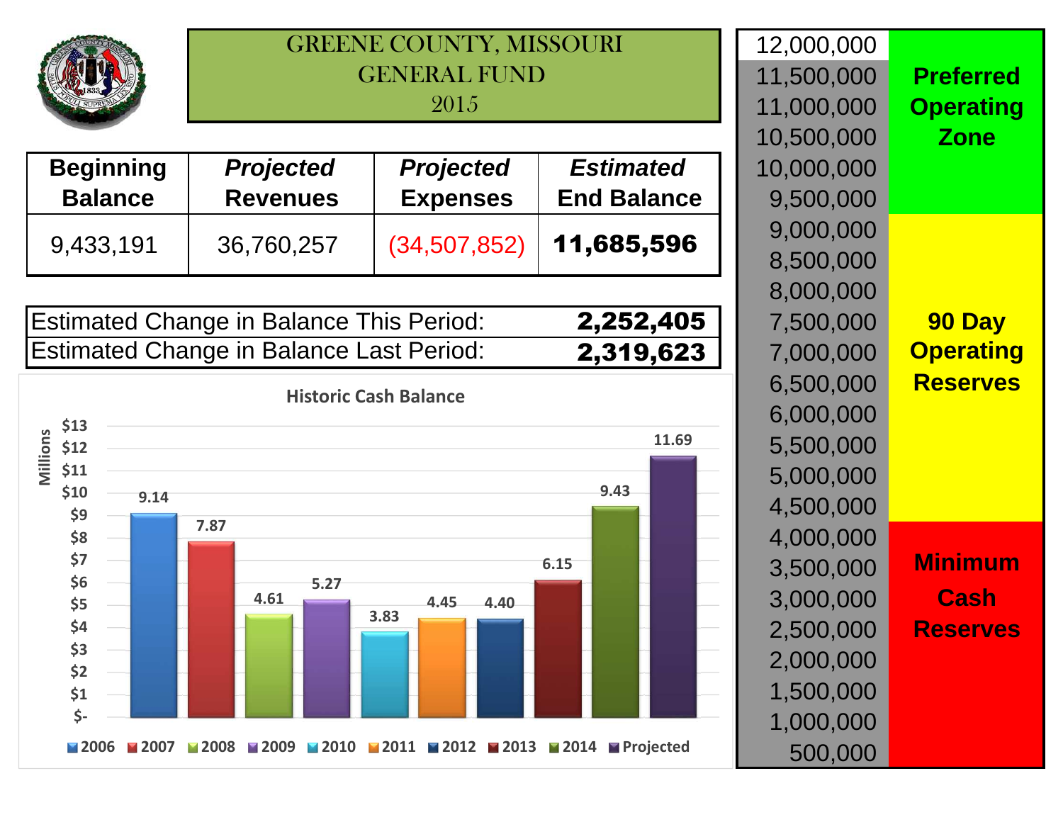# GREENE COUNTY, MISSOURI
## GENERAL FUND
## 2015

| Beginning Balance | *Projected Revenues* | *Projected Expenses* | *Estimated End Balance* |
|---|---|---|---|
| 9,433,191 | 36,760,257 | (34,507,852) | **11,685,596** |

| | |
|---|---|
| Estimated Change in Balance This Period: | **2,252,405** |
| Estimated Change in Balance Last Period: | **2,319,623** |

**Historic Cash Balance** (Millions)

| Year | Balance |
|---|---|
| 2006 | 9.14 |
| 2007 | 7.87 |
| 2008 | 4.61 |
| 2009 | 5.27 |
| 2010 | 3.83 |
| 2011 | 4.45 |
| 2012 | 4.40 |
| 2013 | 6.15 |
| 2014 | 9.43 |
| Projected | 11.69 |

| Amount | Zone |
|---|---|
| 12,000,000 | |
| 11,500,000 | **Preferred Operating Zone** |
| 11,000,000 | **Preferred Operating Zone** |
| 10,500,000 | **Preferred Operating Zone** |
| 10,000,000 | **Preferred Operating Zone** |
| 9,500,000 | **Preferred Operating Zone** |
| 9,000,000 | **90 Day Operating Reserves** |
| 8,500,000 | **90 Day Operating Reserves** |
| 8,000,000 | **90 Day Operating Reserves** |
| 7,500,000 | **90 Day Operating Reserves** |
| 7,000,000 | **90 Day Operating Reserves** |
| 6,500,000 | **90 Day Operating Reserves** |
| 6,000,000 | **90 Day Operating Reserves** |
| 5,500,000 | **90 Day Operating Reserves** |
| 5,000,000 | **90 Day Operating Reserves** |
| 4,500,000 | **90 Day Operating Reserves** |
| 4,000,000 | **Minimum Cash Reserves** |
| 3,500,000 | **Minimum Cash Reserves** |
| 3,000,000 | **Minimum Cash Reserves** |
| 2,500,000 | **Minimum Cash Reserves** |
| 2,000,000 | **Minimum Cash Reserves** |
| 1,500,000 | **Minimum Cash Reserves** |
| 1,000,000 | **Minimum Cash Reserves** |
| 500,000 | **Minimum Cash Reserves** |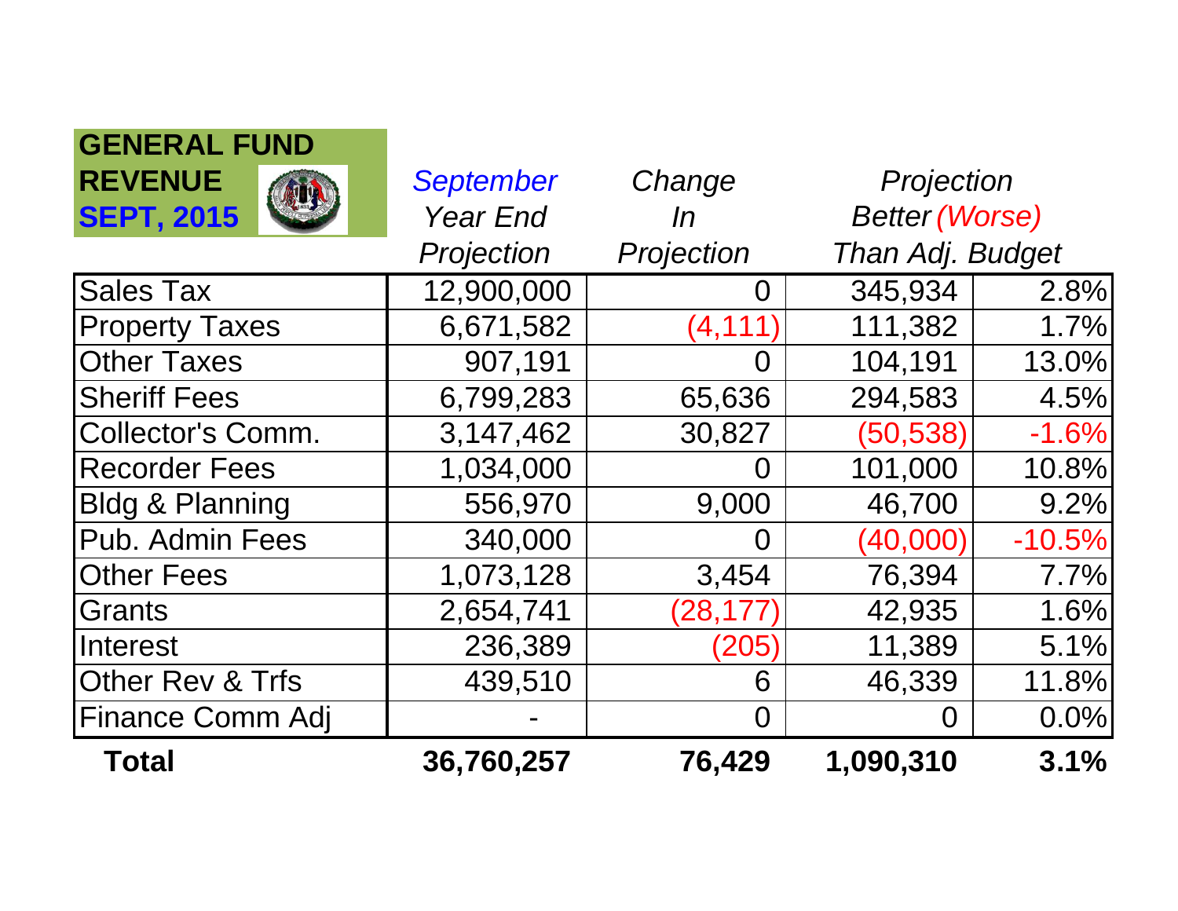**GENERAL FUND REVENUE**
**SEPT, 2015**

| | *September Year End Projection* | *Change In Projection* | *Projection Better (Worse) Than Adj. Budget* | |
|---|---|---|---|---|
| Sales Tax | 12,900,000 | 0 | 345,934 | 2.8% |
| Property Taxes | 6,671,582 | (4,111) | 111,382 | 1.7% |
| Other Taxes | 907,191 | 0 | 104,191 | 13.0% |
| Sheriff Fees | 6,799,283 | 65,636 | 294,583 | 4.5% |
| Collector's Comm. | 3,147,462 | 30,827 | (50,538) | -1.6% |
| Recorder Fees | 1,034,000 | 0 | 101,000 | 10.8% |
| Bldg & Planning | 556,970 | 9,000 | 46,700 | 9.2% |
| Pub. Admin Fees | 340,000 | 0 | (40,000) | -10.5% |
| Other Fees | 1,073,128 | 3,454 | 76,394 | 7.7% |
| Grants | 2,654,741 | (28,177) | 42,935 | 1.6% |
| Interest | 236,389 | (205) | 11,389 | 5.1% |
| Other Rev & Trfs | 439,510 | 6 | 46,339 | 11.8% |
| Finance Comm Adj | - | 0 | 0 | 0.0% |
| **Total** | **36,760,257** | **76,429** | **1,090,310** | **3.1%** |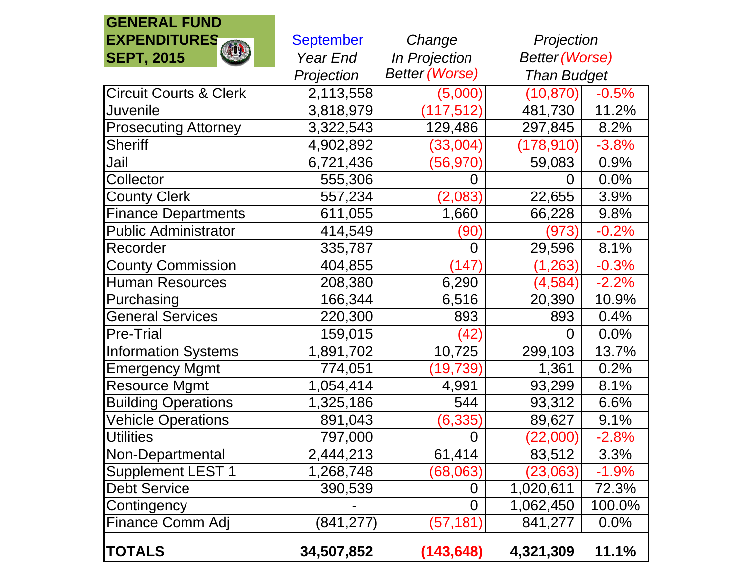## GENERAL FUND EXPENDITURES SEPT, 2015

| | September Year End Projection | Change In Projection Better (Worse) | Projection Better (Worse) Than Budget | |
|---|---|---|---|---|
| Circuit Courts & Clerk | 2,113,558 | (5,000) | (10,870) | -0.5% |
| Juvenile | 3,818,979 | (117,512) | 481,730 | 11.2% |
| Prosecuting Attorney | 3,322,543 | 129,486 | 297,845 | 8.2% |
| Sheriff | 4,902,892 | (33,004) | (178,910) | -3.8% |
| Jail | 6,721,436 | (56,970) | 59,083 | 0.9% |
| Collector | 555,306 | 0 | 0 | 0.0% |
| County Clerk | 557,234 | (2,083) | 22,655 | 3.9% |
| Finance Departments | 611,055 | 1,660 | 66,228 | 9.8% |
| Public Administrator | 414,549 | (90) | (973) | -0.2% |
| Recorder | 335,787 | 0 | 29,596 | 8.1% |
| County Commission | 404,855 | (147) | (1,263) | -0.3% |
| Human Resources | 208,380 | 6,290 | (4,584) | -2.2% |
| Purchasing | 166,344 | 6,516 | 20,390 | 10.9% |
| General Services | 220,300 | 893 | 893 | 0.4% |
| Pre-Trial | 159,015 | (42) | 0 | 0.0% |
| Information Systems | 1,891,702 | 10,725 | 299,103 | 13.7% |
| Emergency Mgmt | 774,051 | (19,739) | 1,361 | 0.2% |
| Resource Mgmt | 1,054,414 | 4,991 | 93,299 | 8.1% |
| Building Operations | 1,325,186 | 544 | 93,312 | 6.6% |
| Vehicle Operations | 891,043 | (6,335) | 89,627 | 9.1% |
| Utilities | 797,000 | 0 | (22,000) | -2.8% |
| Non-Departmental | 2,444,213 | 61,414 | 83,512 | 3.3% |
| Supplement LEST 1 | 1,268,748 | (68,063) | (23,063) | -1.9% |
| Debt Service | 390,539 | 0 | 1,020,611 | 72.3% |
| Contingency | - | 0 | 1,062,450 | 100.0% |
| Finance Comm Adj | (841,277) | (57,181) | 841,277 | 0.0% |
| **TOTALS** | **34,507,852** | **(143,648)** | **4,321,309** | **11.1%** |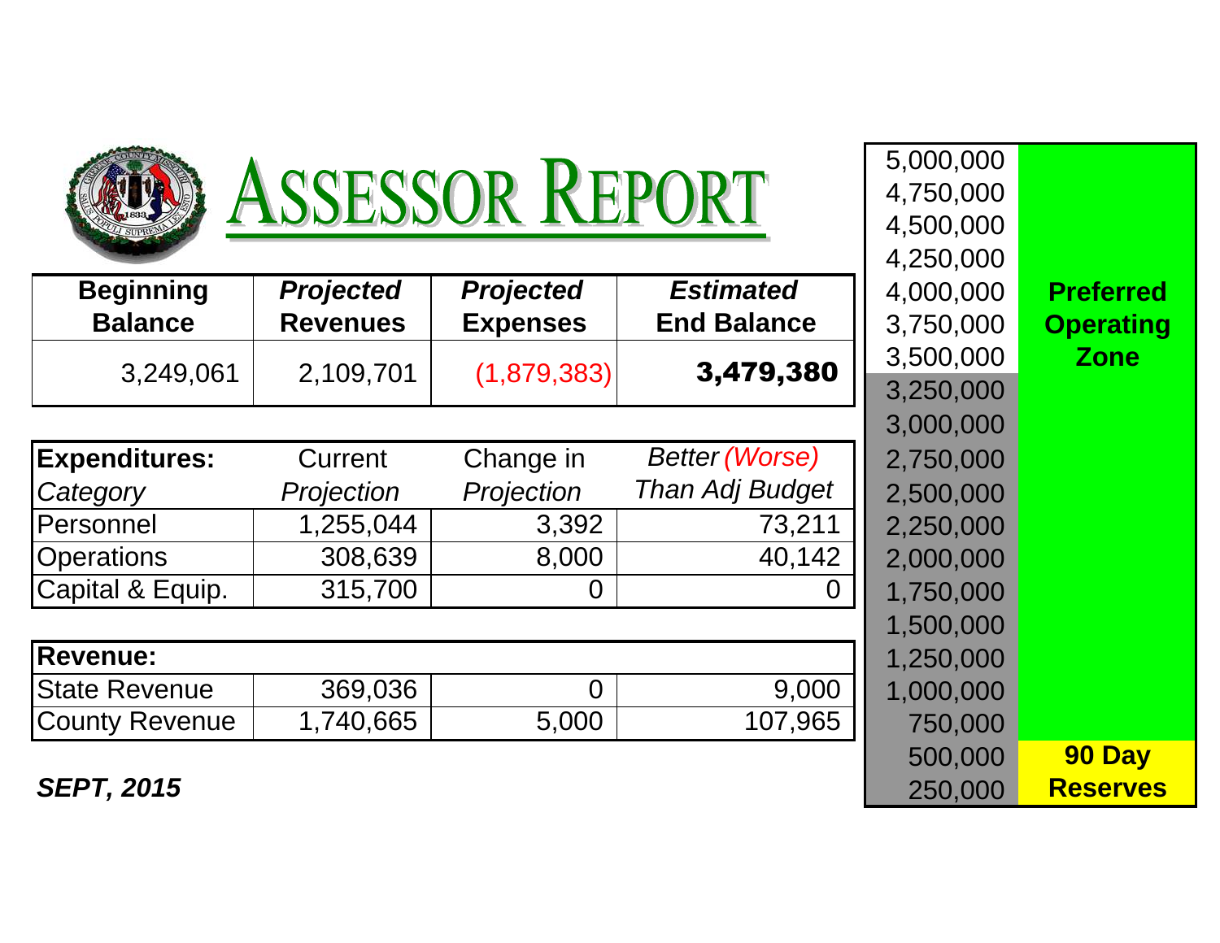# ASSESSOR REPORT

| Beginning Balance | *Projected* Revenues | *Projected* Expenses | *Estimated* End Balance |
|---|---|---|---|
| 3,249,061 | 2,109,701 | (1,879,383) | **3,479,380** |

| **Expenditures:** *Category* | Current *Projection* | Change in *Projection* | *Better (Worse) Than Adj Budget* |
|---|---|---|---|
| Personnel | 1,255,044 | 3,392 | 73,211 |
| Operations | 308,639 | 8,000 | 40,142 |
| Capital & Equip. | 315,700 | 0 | 0 |

| **Revenue:** | | | |
|---|---|---|---|
| State Revenue | 369,036 | 0 | 9,000 |
| County Revenue | 1,740,665 | 5,000 | 107,965 |

***SEPT, 2015***

| | |
|---|---|
| 5,000,000 | |
| 4,750,000 | |
| 4,500,000 | |
| 4,250,000 | |
| 4,000,000 | **Preferred** |
| 3,750,000 | **Operating** |
| 3,500,000 | **Zone** |
| 3,250,000 | |
| 3,000,000 | |
| 2,750,000 | |
| 2,500,000 | |
| 2,250,000 | |
| 2,000,000 | |
| 1,750,000 | |
| 1,500,000 | |
| 1,250,000 | |
| 1,000,000 | |
| 750,000 | |
| 500,000 | **90 Day** |
| 250,000 | **Reserves** |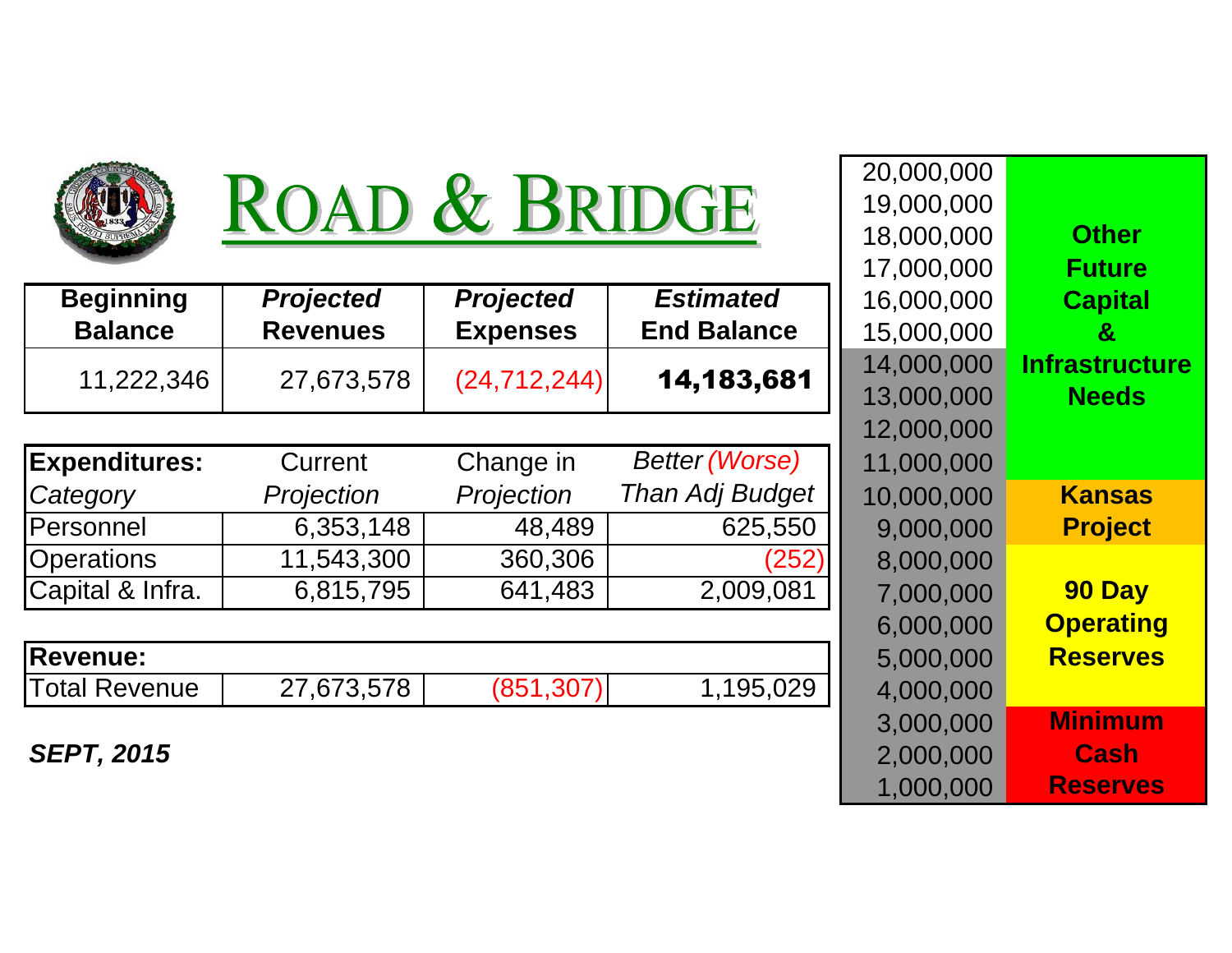# ROAD & BRIDGE

| Beginning Balance | *Projected* Revenues | *Projected* Expenses | *Estimated* End Balance |
|---|---|---|---|
| 11,222,346 | 27,673,578 | (24,712,244) | **14,183,681** |

| **Expenditures:** *Category* | Current *Projection* | Change in *Projection* | *Better (Worse) Than Adj Budget* |
|---|---|---|---|
| Personnel | 6,353,148 | 48,489 | 625,550 |
| Operations | 11,543,300 | 360,306 | (252) |
| Capital & Infra. | 6,815,795 | 641,483 | 2,009,081 |

| **Revenue:** | | | |
|---|---|---|---|
| Total Revenue | 27,673,578 | (851,307) | 1,195,029 |

***SEPT, 2015***

20,000,000
19,000,000
18,000,000
17,000,000
16,000,000
15,000,000
14,000,000
13,000,000
12,000,000
11,000,000
10,000,000
9,000,000
8,000,000
7,000,000
6,000,000
5,000,000
4,000,000
3,000,000
2,000,000
1,000,000

**Other Future Capital & Infrastructure Needs**

**Kansas Project**

**90 Day Operating Reserves**

**Minimum Cash Reserves**